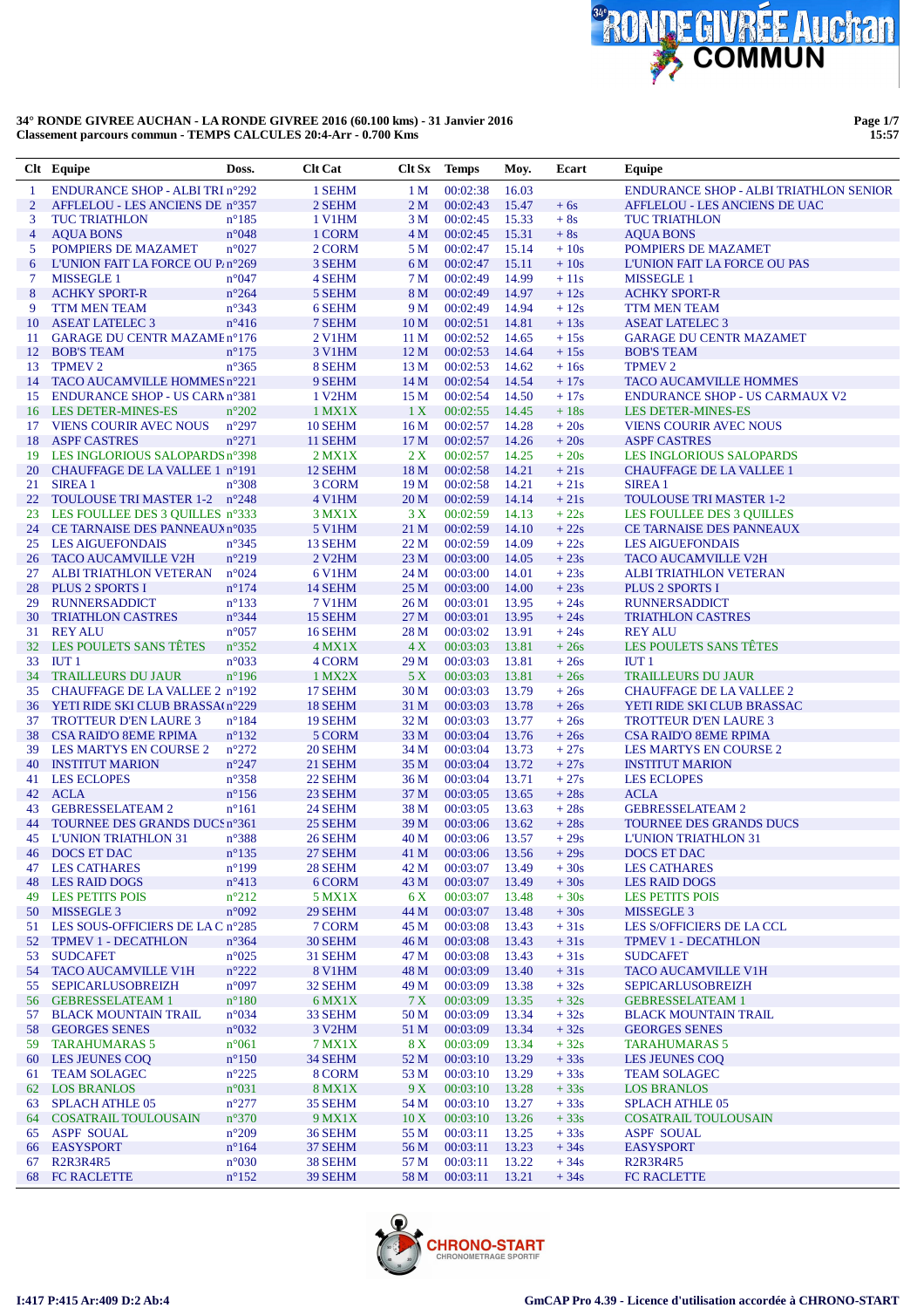**34° RONDE GIVREE AUCHAN - LA RONDE GIVREE 2016 (60.100 kms) - 31 Janvier 2016**
**Classement parcours commun - TEMPS CALCULES 20:4-Arr - 0.700 Kms**

| Clt | Equipe | Doss. | Clt Cat | Clt Sx | Temps | Moy. | Ecart | Equipe |
|---|---|---|---|---|---|---|---|---|
| 1 | ENDURANCE SHOP - ALBI TRI | n°292 | 1 SEHM | 1 M | 00:02:38 | 16.03 | | ENDURANCE SHOP - ALBI TRIATHLON SENIOR |
| 2 | AFFLELOU - LES ANCIENS DE | n°357 | 2 SEHM | 2 M | 00:02:43 | 15.47 | + 6s | AFFLELOU - LES ANCIENS DE UAC |
| 3 | TUC TRIATHLON | n°185 | 1 V1HM | 3 M | 00:02:45 | 15.33 | + 8s | TUC TRIATHLON |
| 4 | AQUA BONS | n°048 | 1 CORM | 4 M | 00:02:45 | 15.31 | + 8s | AQUA BONS |
| 5 | POMPIERS DE MAZAMET | n°027 | 2 CORM | 5 M | 00:02:47 | 15.14 | + 10s | POMPIERS DE MAZAMET |
| 6 | L'UNION FAIT LA FORCE OU P | n°269 | 3 SEHM | 6 M | 00:02:47 | 15.11 | + 10s | L'UNION FAIT LA FORCE OU PAS |
| 7 | MISSEGLE 1 | n°047 | 4 SEHM | 7 M | 00:02:49 | 14.99 | + 11s | MISSEGLE 1 |
| 8 | ACHKY SPORT-R | n°264 | 5 SEHM | 8 M | 00:02:49 | 14.97 | + 12s | ACHKY SPORT-R |
| 9 | TTM MEN TEAM | n°343 | 6 SEHM | 9 M | 00:02:49 | 14.94 | + 12s | TTM MEN TEAM |
| 10 | ASEAT LATELEC 3 | n°416 | 7 SEHM | 10 M | 00:02:51 | 14.81 | + 13s | ASEAT LATELEC 3 |
| 11 | GARAGE DU CENTR MAZAME | n°176 | 2 V1HM | 11 M | 00:02:52 | 14.65 | + 15s | GARAGE DU CENTR MAZAMET |
| 12 | BOB'S TEAM | n°175 | 3 V1HM | 12 M | 00:02:53 | 14.64 | + 15s | BOB'S TEAM |
| 13 | TPMEV 2 | n°365 | 8 SEHM | 13 M | 00:02:53 | 14.62 | + 16s | TPMEV 2 |
| 14 | TACO AUCAMVILLE HOMMES | n°221 | 9 SEHM | 14 M | 00:02:54 | 14.54 | + 17s | TACO AUCAMVILLE HOMMES |
| 15 | ENDURANCE SHOP - US CARN | n°381 | 1 V2HM | 15 M | 00:02:54 | 14.50 | + 17s | ENDURANCE SHOP - US CARMAUX V2 |
| 16 | LES DETER-MINES-ES | n°202 | 1 MX1X | 1 X | 00:02:55 | 14.45 | + 18s | LES DETER-MINES-ES |
| 17 | VIENS COURIR AVEC NOUS | n°297 | 10 SEHM | 16 M | 00:02:57 | 14.28 | + 20s | VIENS COURIR AVEC NOUS |
| 18 | ASPF CASTRES | n°271 | 11 SEHM | 17 M | 00:02:57 | 14.26 | + 20s | ASPF CASTRES |
| 19 | LES INGLORIOUS SALOPARDS | n°398 | 2 MX1X | 2 X | 00:02:57 | 14.25 | + 20s | LES INGLORIOUS SALOPARDS |
| 20 | CHAUFFAGE DE LA VALLEE 1 | n°191 | 12 SEHM | 18 M | 00:02:58 | 14.21 | + 21s | CHAUFFAGE DE LA VALLEE 1 |
| 21 | SIREA 1 | n°308 | 3 CORM | 19 M | 00:02:58 | 14.21 | + 21s | SIREA 1 |
| 22 | TOULOUSE TRI MASTER 1-2 | n°248 | 4 V1HM | 20 M | 00:02:59 | 14.14 | + 21s | TOULOUSE TRI MASTER 1-2 |
| 23 | LES FOULEE DES 3 QUILLES | n°333 | 3 MX1X | 3 X | 00:02:59 | 14.13 | + 22s | LES FOULEE DES 3 QUILLES |
| 24 | CE TARNAISE DES PANNEAUX | n°035 | 5 V1HM | 21 M | 00:02:59 | 14.10 | + 22s | CE TARNAISE DES PANNEAUX |
| 25 | LES AIGUEFONDAIS | n°345 | 13 SEHM | 22 M | 00:02:59 | 14.09 | + 22s | LES AIGUEFONDAIS |
| 26 | TACO AUCAMVILLE V2H | n°219 | 2 V2HM | 23 M | 00:03:00 | 14.05 | + 23s | TACO AUCAMVILLE V2H |
| 27 | ALBI TRIATHLON VETERAN | n°024 | 6 V1HM | 24 M | 00:03:00 | 14.01 | + 23s | ALBI TRIATHLON VETERAN |
| 28 | PLUS 2 SPORTS I | n°174 | 14 SEHM | 25 M | 00:03:00 | 14.00 | + 23s | PLUS 2 SPORTS I |
| 29 | RUNNERSADDICT | n°133 | 7 V1HM | 26 M | 00:03:01 | 13.95 | + 24s | RUNNERSADDICT |
| 30 | TRIATHLON CASTRES | n°344 | 15 SEHM | 27 M | 00:03:01 | 13.95 | + 23s | TRIATHLON CASTRES |
| 31 | REY ALU | n°057 | 16 SEHM | 28 M | 00:03:02 | 13.91 | + 24s | REY ALU |
| 32 | LES POULETS SANS TÊTES | n°352 | 4 MX1X | 4 X | 00:03:03 | 13.81 | + 26s | LES POULETS SANS TÊTES |
| 33 | IUT 1 | n°033 | 4 CORM | 29 M | 00:03:03 | 13.81 | + 26s | IUT 1 |
| 34 | TRAILLEURS DU JAUR | n°196 | 1 MX2X | 5 X | 00:03:03 | 13.81 | + 26s | TRAILLEURS DU JAUR |
| 35 | CHAUFFAGE DE LA VALLEE 2 | n°192 | 17 SEHM | 30 M | 00:03:03 | 13.79 | + 26s | CHAUFFAGE DE LA VALLEE 2 |
| 36 | YETI RIDE SKI CLUB BRASSA( | n°229 | 18 SEHM | 31 M | 00:03:03 | 13.78 | + 26s | YETI RIDE SKI CLUB BRASSAC |
| 37 | TROTTEUR D'EN LAURE 3 | n°184 | 19 SEHM | 32 M | 00:03:03 | 13.77 | + 26s | TROTTEUR D'EN LAURE 3 |
| 38 | CSA RAID'O 8EME RPIMA | n°132 | 5 CORM | 33 M | 00:03:04 | 13.76 | + 26s | CSA RAID'O 8EME RPIMA |
| 39 | LES MARTYS EN COURSE 2 | n°272 | 20 SEHM | 34 M | 00:03:04 | 13.73 | + 27s | LES MARTYS EN COURSE 2 |
| 40 | INSTITUT MARION | n°247 | 21 SEHM | 35 M | 00:03:04 | 13.72 | + 27s | INSTITUT MARION |
| 41 | LES ECLOPES | n°358 | 22 SEHM | 36 M | 00:03:04 | 13.71 | + 27s | LES ECLOPES |
| 42 | ACLA | n°156 | 23 SEHM | 37 M | 00:03:05 | 13.65 | + 28s | ACLA |
| 43 | GEBRESSELATEAM 2 | n°161 | 24 SEHM | 38 M | 00:03:05 | 13.63 | + 28s | GEBRESSELATEAM 2 |
| 44 | TOURNEE DES GRANDS DUCS | n°361 | 25 SEHM | 39 M | 00:03:06 | 13.62 | + 28s | TOURNEE DES GRANDS DUCS |
| 45 | L'UNION TRIATHLON 31 | n°388 | 26 SEHM | 40 M | 00:03:06 | 13.57 | + 29s | L'UNION TRIATHLON 31 |
| 46 | DOCS ET DAC | n°135 | 27 SEHM | 41 M | 00:03:06 | 13.56 | + 29s | DOCS ET DAC |
| 47 | LES CATHARES | n°199 | 28 SEHM | 42 M | 00:03:07 | 13.49 | + 30s | LES CATHARES |
| 48 | LES RAID DOGS | n°413 | 6 CORM | 43 M | 00:03:07 | 13.49 | + 30s | LES RAID DOGS |
| 49 | LES PETITS POIS | n°212 | 5 MX1X | 6 X | 00:03:07 | 13.48 | + 30s | LES PETITS POIS |
| 50 | MISSEGLE 3 | n°092 | 29 SEHM | 44 M | 00:03:07 | 13.48 | + 30s | MISSEGLE 3 |
| 51 | LES SOUS-OFFICIERS DE LA C | n°285 | 7 CORM | 45 M | 00:03:08 | 13.43 | + 31s | LES S/OFFICIERS DE LA CCL |
| 52 | TPMEV 1 - DECATHLON | n°364 | 30 SEHM | 46 M | 00:03:08 | 13.43 | + 31s | TPMEV 1 - DECATHLON |
| 53 | SUDCAFET | n°025 | 31 SEHM | 47 M | 00:03:08 | 13.43 | + 31s | SUDCAFET |
| 54 | TACO AUCAMVILLE V1H | n°222 | 8 V1HM | 48 M | 00:03:09 | 13.40 | + 31s | TACO AUCAMVILLE V1H |
| 55 | SEPICARLUSOBREIZH | n°097 | 32 SEHM | 49 M | 00:03:09 | 13.38 | + 32s | SEPICARLUSOBREIZH |
| 56 | GEBRESSELATEAM 1 | n°180 | 6 MX1X | 7 X | 00:03:09 | 13.35 | + 32s | GEBRESSELATEAM 1 |
| 57 | BLACK MOUNTAIN TRAIL | n°034 | 33 SEHM | 50 M | 00:03:09 | 13.34 | + 32s | BLACK MOUNTAIN TRAIL |
| 58 | GEORGES SENES | n°032 | 3 V2HM | 51 M | 00:03:09 | 13.34 | + 32s | GEORGES SENES |
| 59 | TARAHUMARAS 5 | n°061 | 7 MX1X | 8 X | 00:03:09 | 13.34 | + 32s | TARAHUMARAS 5 |
| 60 | LES JEUNES COQ | n°150 | 34 SEHM | 52 M | 00:03:10 | 13.29 | + 33s | LES JEUNES COQ |
| 61 | TEAM SOLAGEC | n°225 | 8 CORM | 53 M | 00:03:10 | 13.29 | + 33s | TEAM SOLAGEC |
| 62 | LOS BRANLOS | n°031 | 8 MX1X | 9 X | 00:03:10 | 13.28 | + 33s | LOS BRANLOS |
| 63 | SPLACH ATHLE 05 | n°277 | 35 SEHM | 54 M | 00:03:10 | 13.27 | + 33s | SPLACH ATHLE 05 |
| 64 | COSATRAIL TOULOUSAIN | n°370 | 9 MX1X | 10 X | 00:03:10 | 13.26 | + 33s | COSATRAIL TOULOUSAIN |
| 65 | ASPF SOUAL | n°209 | 36 SEHM | 55 M | 00:03:11 | 13.25 | + 33s | ASPF SOUAL |
| 66 | EASYSPORT | n°164 | 37 SEHM | 56 M | 00:03:11 | 13.23 | + 34s | EASYSPORT |
| 67 | R2R3R4R5 | n°030 | 38 SEHM | 57 M | 00:03:11 | 13.22 | + 34s | R2R3R4R5 |
| 68 | FC RACLETTE | n°152 | 39 SEHM | 58 M | 00:03:11 | 13.21 | + 34s | FC RACLETTE |

I:417 P:415 Ar:409 D:2 Ab:4

GmCAP Pro 4.39 - Licence d'utilisation accordée à CHRONO-START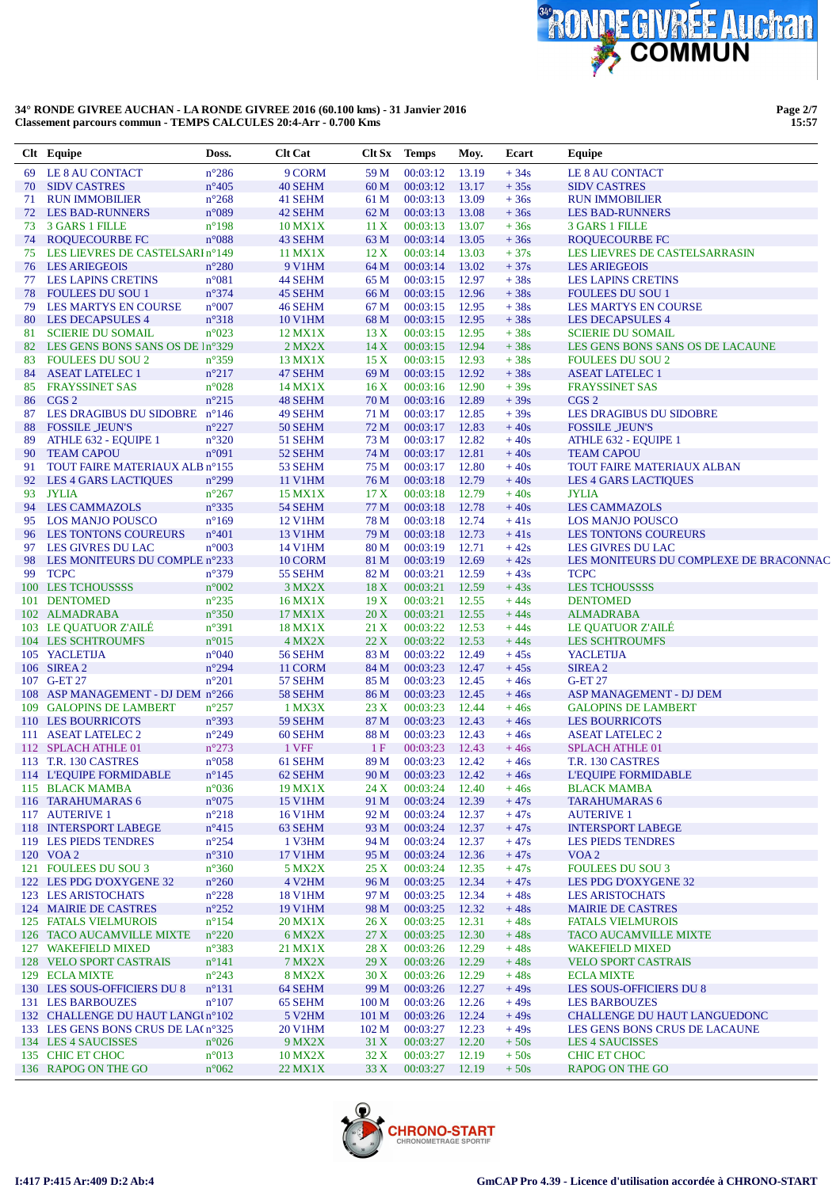**34° RONDE GIVREE AUCHAN - LA RONDE GIVREE 2016 (60.100 kms) - 31 Janvier 2016**
**Classement parcours commun - TEMPS CALCULES 20:4-Arr - 0.700 Kms**

| Clt | Equipe | Doss. | Clt Cat | Clt Sx | Temps | Moy. | Ecart | Equipe |
|---|---|---|---|---|---|---|---|---|
| 69 | LE 8 AU CONTACT | n°286 | 9 CORM | 59 M | 00:03:12 | 13.19 | + 34s | LE 8 AU CONTACT |
| 70 | SIDV CASTRES | n°405 | 40 SEHM | 60 M | 00:03:12 | 13.17 | + 35s | SIDV CASTRES |
| 71 | RUN IMMOBILIER | n°268 | 41 SEHM | 61 M | 00:03:13 | 13.09 | + 36s | RUN IMMOBILIER |
| 72 | LES BAD-RUNNERS | n°089 | 42 SEHM | 62 M | 00:03:13 | 13.08 | + 36s | LES BAD-RUNNERS |
| 73 | 3 GARS 1 FILLE | n°198 | 10 MX1X | 11 X | 00:03:13 | 13.07 | + 36s | 3 GARS 1 FILLE |
| 74 | ROQUECOURBE FC | n°088 | 43 SEHM | 63 M | 00:03:14 | 13.05 | + 36s | ROQUECOURBE FC |
| 75 | LES LIEVRES DE CASTELSARI | n°149 | 11 MX1X | 12 X | 00:03:14 | 13.03 | + 37s | LES LIEVRES DE CASTELSARRASIN |
| 76 | LES ARIEGEOIS | n°280 | 9 V1HM | 64 M | 00:03:14 | 13.02 | + 37s | LES ARIEGEOIS |
| 77 | LES LAPINS CRETINS | n°081 | 44 SEHM | 65 M | 00:03:15 | 12.97 | + 38s | LES LAPINS CRETINS |
| 78 | FOULEES DU SOU 1 | n°374 | 45 SEHM | 66 M | 00:03:15 | 12.96 | + 38s | FOULEES DU SOU 1 |
| 79 | LES MARTYS EN COURSE | n°007 | 46 SEHM | 67 M | 00:03:15 | 12.95 | + 38s | LES MARTYS EN COURSE |
| 80 | LES DECAPSULES 4 | n°318 | 10 V1HM | 68 M | 00:03:15 | 12.95 | + 38s | LES DECAPSULES 4 |
| 81 | SCIERIE DU SOMAIL | n°023 | 12 MX1X | 13 X | 00:03:15 | 12.95 | + 38s | SCIERIE DU SOMAIL |
| 82 | LES GENS BONS SANS OS DE I | n°329 | 2 MX2X | 14 X | 00:03:15 | 12.94 | + 38s | LES GENS BONS SANS OS DE LACAUNE |
| 83 | FOULEES DU SOU 2 | n°359 | 13 MX1X | 15 X | 00:03:15 | 12.93 | + 38s | FOULEES DU SOU 2 |
| 84 | ASEAT LATELEC 1 | n°217 | 47 SEHM | 69 M | 00:03:15 | 12.92 | + 38s | ASEAT LATELEC 1 |
| 85 | FRAYSSINET SAS | n°028 | 14 MX1X | 16 X | 00:03:16 | 12.90 | + 39s | FRAYSSINET SAS |
| 86 | CGS 2 | n°215 | 48 SEHM | 70 M | 00:03:16 | 12.89 | + 39s | CGS 2 |
| 87 | LES DRAGIBUS DU SIDOBRE | n°146 | 49 SEHM | 71 M | 00:03:17 | 12.85 | + 39s | LES DRAGIBUS DU SIDOBRE |
| 88 | FOSSILE _JEUN'S | n°227 | 50 SEHM | 72 M | 00:03:17 | 12.83 | + 40s | FOSSILE _JEUN'S |
| 89 | ATHLE 632 - EQUIPE 1 | n°320 | 51 SEHM | 73 M | 00:03:17 | 12.82 | + 40s | ATHLE 632 - EQUIPE 1 |
| 90 | TEAM CAPOU | n°091 | 52 SEHM | 74 M | 00:03:17 | 12.81 | + 40s | TEAM CAPOU |
| 91 | TOUT FAIRE MATERIAUX ALB | n°155 | 53 SEHM | 75 M | 00:03:17 | 12.80 | + 40s | TOUT FAIRE MATERIAUX ALBAN |
| 92 | LES 4 GARS LACTIQUES | n°299 | 11 V1HM | 76 M | 00:03:18 | 12.79 | + 40s | LES 4 GARS LACTIQUES |
| 93 | JYLIA | n°267 | 15 MX1X | 17 X | 00:03:18 | 12.79 | + 40s | JYLIA |
| 94 | LES CAMMAZOLS | n°335 | 54 SEHM | 77 M | 00:03:18 | 12.78 | + 40s | LES CAMMAZOLS |
| 95 | LOS MANJO POUSCO | n°169 | 12 V1HM | 78 M | 00:03:18 | 12.74 | + 41s | LOS MANJO POUSCO |
| 96 | LES TONTONS COUREURS | n°401 | 13 V1HM | 79 M | 00:03:18 | 12.73 | + 41s | LES TONTONS COUREURS |
| 97 | LES GIVRES DU LAC | n°003 | 14 V1HM | 80 M | 00:03:19 | 12.71 | + 42s | LES GIVRES DU LAC |
| 98 | LES MONITEURS DU COMPLE | n°233 | 10 CORM | 81 M | 00:03:19 | 12.69 | + 42s | LES MONITEURS DU COMPLEXE DE BRACONNAC |
| 99 | TCPC | n°379 | 55 SEHM | 82 M | 00:03:21 | 12.59 | + 43s | TCPC |
| 100 | LES TCHOUSSSS | n°002 | 3 MX2X | 18 X | 00:03:21 | 12.59 | + 43s | LES TCHOUSSSS |
| 101 | DENTOMED | n°235 | 16 MX1X | 19 X | 00:03:21 | 12.55 | + 44s | DENTOMED |
| 102 | ALMADRABA | n°350 | 17 MX1X | 20 X | 00:03:21 | 12.55 | + 44s | ALMADRABA |
| 103 | LE QUATUOR Z'AILÉ | n°391 | 18 MX1X | 21 X | 00:03:22 | 12.53 | + 44s | LE QUATUOR Z'AILÉ |
| 104 | LES SCHTROUMFS | n°015 | 4 MX2X | 22 X | 00:03:22 | 12.53 | + 44s | LES SCHTROUMFS |
| 105 | YACLETIJA | n°040 | 56 SEHM | 83 M | 00:03:22 | 12.49 | + 45s | YACLETIJA |
| 106 | SIREA 2 | n°294 | 11 CORM | 84 M | 00:03:23 | 12.47 | + 45s | SIREA 2 |
| 107 | G-ET 27 | n°201 | 57 SEHM | 85 M | 00:03:23 | 12.45 | + 46s | G-ET 27 |
| 108 | ASP MANAGEMENT - DJ DEM | n°266 | 58 SEHM | 86 M | 00:03:23 | 12.45 | + 46s | ASP MANAGEMENT - DJ DEM |
| 109 | GALOPINS DE LAMBERT | n°257 | 1 MX3X | 23 X | 00:03:23 | 12.44 | + 46s | GALOPINS DE LAMBERT |
| 110 | LES BOURRICOTS | n°393 | 59 SEHM | 87 M | 00:03:23 | 12.43 | + 46s | LES BOURRICOTS |
| 111 | ASEAT LATELEC 2 | n°249 | 60 SEHM | 88 M | 00:03:23 | 12.43 | + 46s | ASEAT LATELEC 2 |
| 112 | SPLACH ATHLE 01 | n°273 | 1 VFF | 1 F | 00:03:23 | 12.43 | + 46s | SPLACH ATHLE 01 |
| 113 | T.R. 130 CASTRES | n°058 | 61 SEHM | 89 M | 00:03:23 | 12.42 | + 46s | T.R. 130 CASTRES |
| 114 | L'EQUIPE FORMIDABLE | n°145 | 62 SEHM | 90 M | 00:03:23 | 12.42 | + 46s | L'EQUIPE FORMIDABLE |
| 115 | BLACK MAMBA | n°036 | 19 MX1X | 24 X | 00:03:24 | 12.40 | + 46s | BLACK MAMBA |
| 116 | TARAHUMARAS 6 | n°075 | 15 V1HM | 91 M | 00:03:24 | 12.39 | + 47s | TARAHUMARAS 6 |
| 117 | AUTERIVE 1 | n°218 | 16 V1HM | 92 M | 00:03:24 | 12.37 | + 47s | AUTERIVE 1 |
| 118 | INTERSPORT LABEGE | n°415 | 63 SEHM | 93 M | 00:03:24 | 12.37 | + 47s | INTERSPORT LABEGE |
| 119 | LES PIEDS TENDRES | n°254 | 1 V3HM | 94 M | 00:03:24 | 12.37 | + 47s | LES PIEDS TENDRES |
| 120 | VOA 2 | n°310 | 17 V1HM | 95 M | 00:03:24 | 12.36 | + 47s | VOA 2 |
| 121 | FOULEES DU SOU 3 | n°360 | 5 MX2X | 25 X | 00:03:24 | 12.35 | + 47s | FOULEES DU SOU 3 |
| 122 | LES PDG D'OXYGENE 32 | n°260 | 4 V2HM | 96 M | 00:03:25 | 12.34 | + 47s | LES PDG D'OXYGENE 32 |
| 123 | LES ARISTOCHATS | n°228 | 18 V1HM | 97 M | 00:03:25 | 12.34 | + 48s | LES ARISTOCHATS |
| 124 | MAIRIE DE CASTRES | n°252 | 19 V1HM | 98 M | 00:03:25 | 12.32 | + 48s | MAIRIE DE CASTRES |
| 125 | FATALS VIELMUROIS | n°154 | 20 MX1X | 26 X | 00:03:25 | 12.31 | + 48s | FATALS VIELMUROIS |
| 126 | TACO AUCAMVILLE MIXTE | n°220 | 6 MX2X | 27 X | 00:03:25 | 12.30 | + 48s | TACO AUCAMVILLE MIXTE |
| 127 | WAKEFIELD MIXED | n°383 | 21 MX1X | 28 X | 00:03:26 | 12.29 | + 48s | WAKEFIELD MIXED |
| 128 | VELO SPORT CASTRAIS | n°141 | 7 MX2X | 29 X | 00:03:26 | 12.29 | + 48s | VELO SPORT CASTRAIS |
| 129 | ECLA MIXTE | n°243 | 8 MX2X | 30 X | 00:03:26 | 12.29 | + 48s | ECLA MIXTE |
| 130 | LES SOUS-OFFICIERS DU 8 | n°131 | 64 SEHM | 99 M | 00:03:26 | 12.27 | + 49s | LES SOUS-OFFICIERS DU 8 |
| 131 | LES BARBOUZES | n°107 | 65 SEHM | 100 M | 00:03:26 | 12.26 | + 49s | LES BARBOUZES |
| 132 | CHALLENGE DU HAUT LANG | n°102 | 5 V2HM | 101 M | 00:03:26 | 12.24 | + 49s | CHALLENGE DU HAUT LANGUEDONC |
| 133 | LES GENS BONS CRUS DE LA | n°325 | 20 V1HM | 102 M | 00:03:27 | 12.23 | + 49s | LES GENS BONS CRUS DE LACAUNE |
| 134 | LES 4 SAUCISSES | n°026 | 9 MX2X | 31 X | 00:03:27 | 12.20 | + 50s | LES 4 SAUCISSES |
| 135 | CHIC ET CHOC | n°013 | 10 MX2X | 32 X | 00:03:27 | 12.19 | + 50s | CHIC ET CHOC |
| 136 | RAPOG ON THE GO | n°062 | 22 MX1X | 33 X | 00:03:27 | 12.19 | + 50s | RAPOG ON THE GO |

I:417 P:415 Ar:409 D:2 Ab:4

GmCAP Pro 4.39 - Licence d'utilisation accordée à CHRONO-START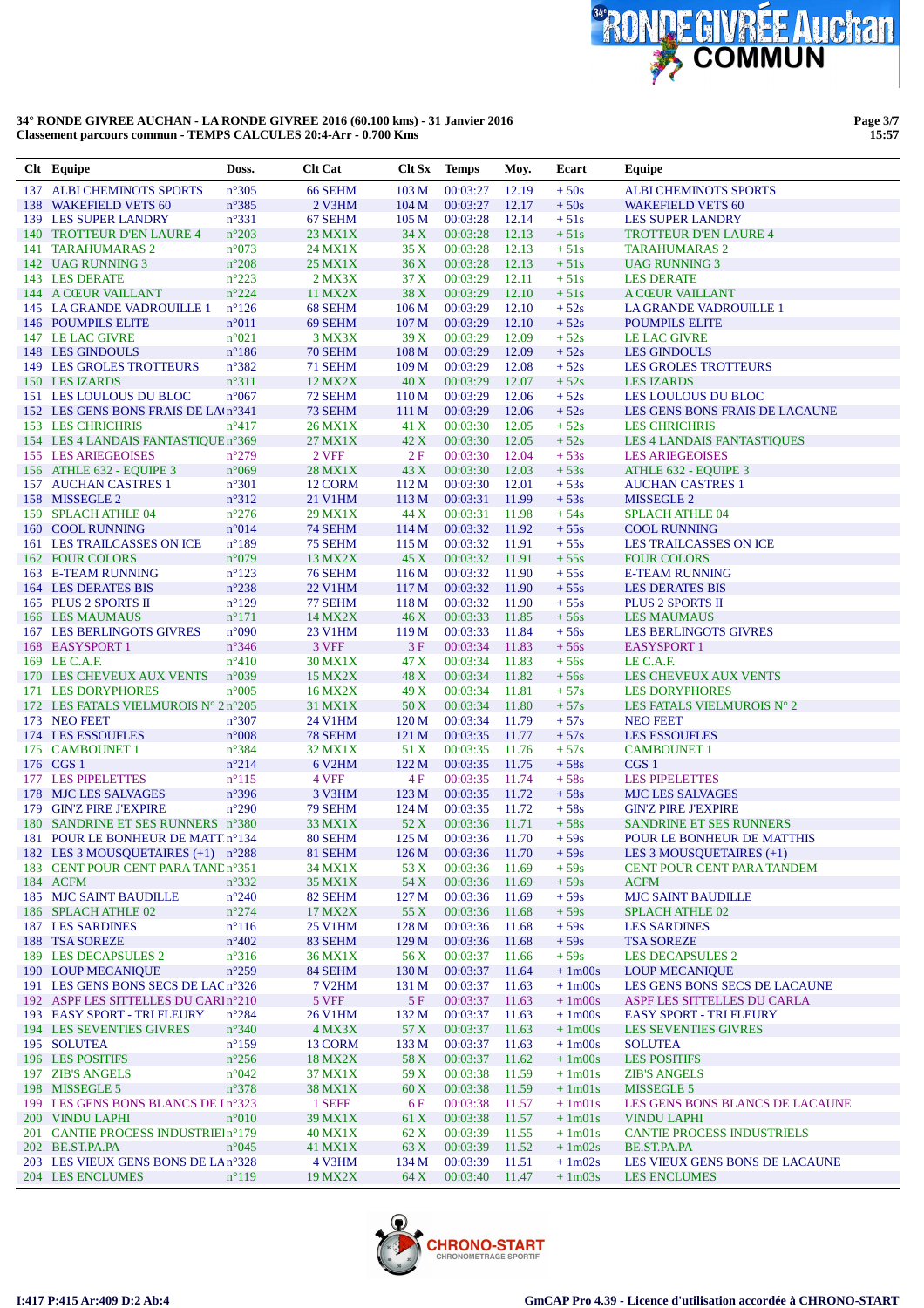**34° RONDE GIVREE AUCHAN - LA RONDE GIVREE 2016 (60.100 kms) - 31 Janvier 2016**
**Classement parcours commun - TEMPS CALCULES 20:4-Arr - 0.700 Kms**

| Clt | Equipe | Doss. | Clt Cat | Clt Sx | Temps | Moy. | Ecart | Equipe |
|---|---|---|---|---|---|---|---|---|
| 137 | ALBI CHEMINOTS SPORTS | n°305 | 66 SEHM | 103 M | 00:03:27 | 12.19 | + 50s | ALBI CHEMINOTS SPORTS |
| 138 | WAKEFIELD VETS 60 | n°385 | 2 V3HM | 104 M | 00:03:27 | 12.17 | + 50s | WAKEFIELD VETS 60 |
| 139 | LES SUPER LANDRY | n°331 | 67 SEHM | 105 M | 00:03:28 | 12.14 | + 51s | LES SUPER LANDRY |
| 140 | TROTTEUR D'EN LAURE 4 | n°203 | 23 MX1X | 34 X | 00:03:28 | 12.13 | + 51s | TROTTEUR D'EN LAURE 4 |
| 141 | TARAHUMARAS 2 | n°073 | 24 MX1X | 35 X | 00:03:28 | 12.13 | + 51s | TARAHUMARAS 2 |
| 142 | UAG RUNNING 3 | n°208 | 25 MX1X | 36 X | 00:03:28 | 12.13 | + 51s | UAG RUNNING 3 |
| 143 | LES DERATE | n°223 | 2 MX3X | 37 X | 00:03:29 | 12.11 | + 51s | LES DERATE |
| 144 | A CŒUR VAILLANT | n°224 | 11 MX2X | 38 X | 00:03:29 | 12.10 | + 51s | A CŒUR VAILLANT |
| 145 | LA GRANDE VADROUILLE 1 | n°126 | 68 SEHM | 106 M | 00:03:29 | 12.10 | + 52s | LA GRANDE VADROUILLE 1 |
| 146 | POUMPILS ELITE | n°011 | 69 SEHM | 107 M | 00:03:29 | 12.10 | + 52s | POUMPILS ELITE |
| 147 | LE LAC GIVRE | n°021 | 3 MX3X | 39 X | 00:03:29 | 12.09 | + 52s | LE LAC GIVRE |
| 148 | LES GINDOULS | n°186 | 70 SEHM | 108 M | 00:03:29 | 12.09 | + 52s | LES GINDOULS |
| 149 | LES GROLES TROTTEURS | n°382 | 71 SEHM | 109 M | 00:03:29 | 12.08 | + 52s | LES GROLES TROTTEURS |
| 150 | LES IZARDS | n°311 | 12 MX2X | 40 X | 00:03:29 | 12.07 | + 52s | LES IZARDS |
| 151 | LES LOULOUS DU BLOC | n°067 | 72 SEHM | 110 M | 00:03:29 | 12.06 | + 52s | LES LOULOUS DU BLOC |
| 152 | LES GENS BONS FRAIS DE LA( | n°341 | 73 SEHM | 111 M | 00:03:29 | 12.06 | + 52s | LES GENS BONS FRAIS DE LACAUNE |
| 153 | LES CHRICHRIS | n°417 | 26 MX1X | 41 X | 00:03:30 | 12.05 | + 52s | LES CHRICHRIS |
| 154 | LES 4 LANDAIS FANTASTIQUE | n°369 | 27 MX1X | 42 X | 00:03:30 | 12.05 | + 52s | LES 4 LANDAIS FANTASTIQUES |
| 155 | LES ARIEGEOISES | n°279 | 2 VFF | 2 F | 00:03:30 | 12.04 | + 53s | LES ARIEGEOISES |
| 156 | ATHLE 632 - EQUIPE 3 | n°069 | 28 MX1X | 43 X | 00:03:30 | 12.03 | + 53s | ATHLE 632 - EQUIPE 3 |
| 157 | AUCHAN CASTRES 1 | n°301 | 12 CORM | 112 M | 00:03:30 | 12.01 | + 53s | AUCHAN CASTRES 1 |
| 158 | MISSEGLE 2 | n°312 | 21 V1HM | 113 M | 00:03:31 | 11.99 | + 53s | MISSEGLE 2 |
| 159 | SPLACH ATHLE 04 | n°276 | 29 MX1X | 44 X | 00:03:31 | 11.98 | + 54s | SPLACH ATHLE 04 |
| 160 | COOL RUNNING | n°014 | 74 SEHM | 114 M | 00:03:32 | 11.92 | + 55s | COOL RUNNING |
| 161 | LES TRAILCASSES ON ICE | n°189 | 75 SEHM | 115 M | 00:03:32 | 11.91 | + 55s | LES TRAILCASSES ON ICE |
| 162 | FOUR COLORS | n°079 | 13 MX2X | 45 X | 00:03:32 | 11.91 | + 55s | FOUR COLORS |
| 163 | E-TEAM RUNNING | n°123 | 76 SEHM | 116 M | 00:03:32 | 11.90 | + 55s | E-TEAM RUNNING |
| 164 | LES DERATES BIS | n°238 | 22 V1HM | 117 M | 00:03:32 | 11.90 | + 55s | LES DERATES BIS |
| 165 | PLUS 2 SPORTS II | n°129 | 77 SEHM | 118 M | 00:03:32 | 11.90 | + 55s | PLUS 2 SPORTS II |
| 166 | LES MAUMAUS | n°171 | 14 MX2X | 46 X | 00:03:33 | 11.85 | + 56s | LES MAUMAUS |
| 167 | LES BERLINGOTS GIVRES | n°090 | 23 V1HM | 119 M | 00:03:33 | 11.84 | + 56s | LES BERLINGOTS GIVRES |
| 168 | EASYSPORT 1 | n°346 | 3 VFF | 3 F | 00:03:34 | 11.83 | + 56s | EASYSPORT 1 |
| 169 | LE C.A.F. | n°410 | 30 MX1X | 47 X | 00:03:34 | 11.83 | + 56s | LE C.A.F. |
| 170 | LES CHEVEUX AUX VENTS | n°039 | 15 MX2X | 48 X | 00:03:34 | 11.82 | + 56s | LES CHEVEUX AUX VENTS |
| 171 | LES DORYPHORES | n°005 | 16 MX2X | 49 X | 00:03:34 | 11.81 | + 57s | LES DORYPHORES |
| 172 | LES FATALS VIELMUROIS N° 2 | n°205 | 31 MX1X | 50 X | 00:03:34 | 11.80 | + 57s | LES FATALS VIELMUROIS N° 2 |
| 173 | NEO FEET | n°307 | 24 V1HM | 120 M | 00:03:34 | 11.79 | + 57s | NEO FEET |
| 174 | LES ESSOUFLES | n°008 | 78 SEHM | 121 M | 00:03:35 | 11.77 | + 57s | LES ESSOUFLES |
| 175 | CAMBOUNET 1 | n°384 | 32 MX1X | 51 X | 00:03:35 | 11.76 | + 57s | CAMBOUNET 1 |
| 176 | CGS 1 | n°214 | 6 V2HM | 122 M | 00:03:35 | 11.75 | + 58s | CGS 1 |
| 177 | LES PIPELETTES | n°115 | 4 VFF | 4 F | 00:03:35 | 11.74 | + 58s | LES PIPELETTES |
| 178 | MJC LES SALVAGES | n°396 | 3 V3HM | 123 M | 00:03:35 | 11.72 | + 58s | MJC LES SALVAGES |
| 179 | GIN'Z PIRE J'EXPIRE | n°290 | 79 SEHM | 124 M | 00:03:35 | 11.72 | + 58s | GIN'Z PIRE J'EXPIRE |
| 180 | SANDRINE ET SES RUNNERS | n°380 | 33 MX1X | 52 X | 00:03:36 | 11.71 | + 58s | SANDRINE ET SES RUNNERS |
| 181 | POUR LE BONHEUR DE MATT | n°134 | 80 SEHM | 125 M | 00:03:36 | 11.70 | + 59s | POUR LE BONHEUR DE MATTHIS |
| 182 | LES 3 MOUSQUETAIRES (+1) | n°288 | 81 SEHM | 126 M | 00:03:36 | 11.70 | + 59s | LES 3 MOUSQUETAIRES (+1) |
| 183 | CENT POUR CENT PARA TAND | n°351 | 34 MX1X | 53 X | 00:03:36 | 11.69 | + 59s | CENT POUR CENT PARA TANDEM |
| 184 | ACFM | n°332 | 35 MX1X | 54 X | 00:03:36 | 11.69 | + 59s | ACFM |
| 185 | MJC SAINT BAUDILLE | n°240 | 82 SEHM | 127 M | 00:03:36 | 11.69 | + 59s | MJC SAINT BAUDILLE |
| 186 | SPLACH ATHLE 02 | n°274 | 17 MX2X | 55 X | 00:03:36 | 11.68 | + 59s | SPLACH ATHLE 02 |
| 187 | LES SARDINES | n°116 | 25 V1HM | 128 M | 00:03:36 | 11.68 | + 59s | LES SARDINES |
| 188 | TSA SOREZE | n°402 | 83 SEHM | 129 M | 00:03:36 | 11.68 | + 59s | TSA SOREZE |
| 189 | LES DECAPSULES 2 | n°316 | 36 MX1X | 56 X | 00:03:37 | 11.66 | + 59s | LES DECAPSULES 2 |
| 190 | LOUP MECANIQUE | n°259 | 84 SEHM | 130 M | 00:03:37 | 11.64 | + 1m00s | LOUP MECANIQUE |
| 191 | LES GENS BONS SECS DE LAC | n°326 | 7 V2HM | 131 M | 00:03:37 | 11.63 | + 1m00s | LES GENS BONS SECS DE LACAUNE |
| 192 | ASPF LES SITTELLES DU CARI | n°210 | 5 VFF | 5 F | 00:03:37 | 11.63 | + 1m00s | ASPF LES SITTELLES DU CARLA |
| 193 | EASY SPORT - TRI FLEURY | n°284 | 26 V1HM | 132 M | 00:03:37 | 11.63 | + 1m00s | EASY SPORT - TRI FLEURY |
| 194 | LES SEVENTIES GIVRES | n°340 | 4 MX3X | 57 X | 00:03:37 | 11.63 | + 1m00s | LES SEVENTIES GIVRES |
| 195 | SOLUTEA | n°159 | 13 CORM | 133 M | 00:03:37 | 11.63 | + 1m00s | SOLUTEA |
| 196 | LES POSITIFS | n°256 | 18 MX2X | 58 X | 00:03:37 | 11.62 | + 1m00s | LES POSITIFS |
| 197 | ZIB'S ANGELS | n°042 | 37 MX1X | 59 X | 00:03:38 | 11.59 | + 1m01s | ZIB'S ANGELS |
| 198 | MISSEGLE 5 | n°378 | 38 MX1X | 60 X | 00:03:38 | 11.59 | + 1m01s | MISSEGLE 5 |
| 199 | LES GENS BONS BLANCS DE I | n°323 | 1 SEFF | 6 F | 00:03:38 | 11.57 | + 1m01s | LES GENS BONS BLANCS DE LACAUNE |
| 200 | VINDU LAPHI | n°010 | 39 MX1X | 61 X | 00:03:38 | 11.57 | + 1m01s | VINDU LAPHI |
| 201 | CANTIE PROCESS INDUSTRIEI | n°179 | 40 MX1X | 62 X | 00:03:39 | 11.55 | + 1m01s | CANTIE PROCESS INDUSTRIELS |
| 202 | BE.ST.PA.PA | n°045 | 41 MX1X | 63 X | 00:03:39 | 11.52 | + 1m02s | BE.ST.PA.PA |
| 203 | LES VIEUX GENS BONS DE LA | n°328 | 4 V3HM | 134 M | 00:03:39 | 11.51 | + 1m02s | LES VIEUX GENS BONS DE LACAUNE |
| 204 | LES ENCLUMES | n°119 | 19 MX2X | 64 X | 00:03:40 | 11.47 | + 1m03s | LES ENCLUMES |

I:417 P:415 Ar:409 D:2 Ab:4

GmCAP Pro 4.39 - Licence d'utilisation accordée à CHRONO-START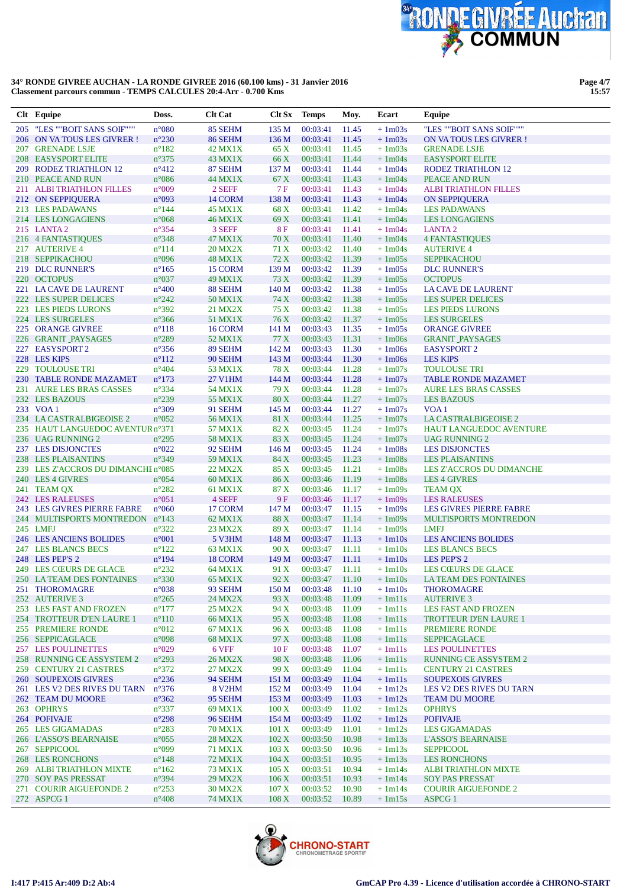**34° RONDE GIVREE AUCHAN - LA RONDE GIVREE 2016 (60.100 kms) - 31 Janvier 2016**
**Classement parcours commun - TEMPS CALCULES 20:4-Arr - 0.700 Kms**

| Clt | Equipe | Doss. | Clt Cat | Clt Sx | Temps | Moy. | Ecart | Equipe |
|---|---|---|---|---|---|---|---|---|
| 205 | "LES ""BOIT SANS SOIF""" | n°080 | 85 SEHM | 135 M | 00:03:41 | 11.45 | + 1m03s | "LES ""BOIT SANS SOIF""" |
| 206 | ON VA TOUS LES GIVRER ! | n°230 | 86 SEHM | 136 M | 00:03:41 | 11.45 | + 1m03s | ON VA TOUS LES GIVRER ! |
| 207 | GRENADE LSJE | n°182 | 42 MX1X | 65 X | 00:03:41 | 11.45 | + 1m03s | GRENADE LSJE |
| 208 | EASYSPORT ELITE | n°375 | 43 MX1X | 66 X | 00:03:41 | 11.44 | + 1m04s | EASYSPORT ELITE |
| 209 | RODEZ TRIATHLON 12 | n°412 | 87 SEHM | 137 M | 00:03:41 | 11.44 | + 1m04s | RODEZ TRIATHLON 12 |
| 210 | PEACE AND RUN | n°086 | 44 MX1X | 67 X | 00:03:41 | 11.43 | + 1m04s | PEACE AND RUN |
| 211 | ALBI TRIATHLON FILLES | n°009 | 2 SEFF | 7 F | 00:03:41 | 11.43 | + 1m04s | ALBI TRIATHLON FILLES |
| 212 | ON SEPPIQUERA | n°093 | 14 CORM | 138 M | 00:03:41 | 11.43 | + 1m04s | ON SEPPIQUERA |
| 213 | LES PADAWANS | n°144 | 45 MX1X | 68 X | 00:03:41 | 11.42 | + 1m04s | LES PADAWANS |
| 214 | LES LONGAGIENS | n°068 | 46 MX1X | 69 X | 00:03:41 | 11.41 | + 1m04s | LES LONGAGIENS |
| 215 | LANTA 2 | n°354 | 3 SEFF | 8 F | 00:03:41 | 11.41 | + 1m04s | LANTA 2 |
| 216 | 4 FANTASTIQUES | n°348 | 47 MX1X | 70 X | 00:03:41 | 11.40 | + 1m04s | 4 FANTASTIQUES |
| 217 | AUTERIVE 4 | n°114 | 20 MX2X | 71 X | 00:03:42 | 11.40 | + 1m04s | AUTERIVE 4 |
| 218 | SEPPIKACHOU | n°096 | 48 MX1X | 72 X | 00:03:42 | 11.39 | + 1m05s | SEPPIKACHOU |
| 219 | DLC RUNNER'S | n°165 | 15 CORM | 139 M | 00:03:42 | 11.39 | + 1m05s | DLC RUNNER'S |
| 220 | OCTOPUS | n°037 | 49 MX1X | 73 X | 00:03:42 | 11.39 | + 1m05s | OCTOPUS |
| 221 | LA CAVE DE LAURENT | n°400 | 88 SEHM | 140 M | 00:03:42 | 11.38 | + 1m05s | LA CAVE DE LAURENT |
| 222 | LES SUPER DELICES | n°242 | 50 MX1X | 74 X | 00:03:42 | 11.38 | + 1m05s | LES SUPER DELICES |
| 223 | LES PIEDS LURONS | n°392 | 21 MX2X | 75 X | 00:03:42 | 11.38 | + 1m05s | LES PIEDS LURONS |
| 224 | LES SURGELES | n°366 | 51 MX1X | 76 X | 00:03:42 | 11.37 | + 1m05s | LES SURGELES |
| 225 | ORANGE GIVREE | n°118 | 16 CORM | 141 M | 00:03:43 | 11.35 | + 1m05s | ORANGE GIVREE |
| 226 | GRANIT_PAYSAGES | n°289 | 52 MX1X | 77 X | 00:03:43 | 11.31 | + 1m06s | GRANIT_PAYSAGES |
| 227 | EASYSPORT 2 | n°356 | 89 SEHM | 142 M | 00:03:43 | 11.30 | + 1m06s | EASYSPORT 2 |
| 228 | LES KIPS | n°112 | 90 SEHM | 143 M | 00:03:44 | 11.30 | + 1m06s | LES KIPS |
| 229 | TOULOUSE TRI | n°404 | 53 MX1X | 78 X | 00:03:44 | 11.28 | + 1m07s | TOULOUSE TRI |
| 230 | TABLE RONDE MAZAMET | n°173 | 27 V1HM | 144 M | 00:03:44 | 11.28 | + 1m07s | TABLE RONDE MAZAMET |
| 231 | AURE LES BRAS CASSES | n°334 | 54 MX1X | 79 X | 00:03:44 | 11.28 | + 1m07s | AURE LES BRAS CASSES |
| 232 | LES BAZOUS | n°239 | 55 MX1X | 80 X | 00:03:44 | 11.27 | + 1m07s | LES BAZOUS |
| 233 | VOA 1 | n°309 | 91 SEHM | 145 M | 00:03:44 | 11.27 | + 1m07s | VOA 1 |
| 234 | LA CASTRALBIGEOISE 2 | n°052 | 56 MX1X | 81 X | 00:03:44 | 11.25 | + 1m07s | LA CASTRALBIGEOISE 2 |
| 235 | HAUT LANGUEDOC AVENTUR | n°371 | 57 MX1X | 82 X | 00:03:45 | 11.24 | + 1m07s | HAUT LANGUEDOC AVENTURE |
| 236 | UAG RUNNING 2 | n°295 | 58 MX1X | 83 X | 00:03:45 | 11.24 | + 1m07s | UAG RUNNING 2 |
| 237 | LES DISJONCTES | n°022 | 92 SEHM | 146 M | 00:03:45 | 11.24 | + 1m08s | LES DISJONCTES |
| 238 | LES PLAISANTINS | n°349 | 59 MX1X | 84 X | 00:03:45 | 11.23 | + 1m08s | LES PLAISANTINS |
| 239 | LES Z'ACCROS DU DIMANCHE | n°085 | 22 MX2X | 85 X | 00:03:45 | 11.21 | + 1m08s | LES Z'ACCROS DU DIMANCHE |
| 240 | LES 4 GIVRES | n°054 | 60 MX1X | 86 X | 00:03:46 | 11.19 | + 1m08s | LES 4 GIVRES |
| 241 | TEAM QX | n°282 | 61 MX1X | 87 X | 00:03:46 | 11.17 | + 1m09s | TEAM QX |
| 242 | LES RALEUSES | n°051 | 4 SEFF | 9 F | 00:03:46 | 11.17 | + 1m09s | LES RALEUSES |
| 243 | LES GIVRES PIERRE FABRE | n°060 | 17 CORM | 147 M | 00:03:47 | 11.15 | + 1m09s | LES GIVRES PIERRE FABRE |
| 244 | MULTISPORTS MONTREDON | n°143 | 62 MX1X | 88 X | 00:03:47 | 11.14 | + 1m09s | MULTISPORTS MONTREDON |
| 245 | LMFJ | n°322 | 23 MX2X | 89 X | 00:03:47 | 11.14 | + 1m09s | LMFJ |
| 246 | LES ANCIENS BOLIDES | n°001 | 5 V3HM | 148 M | 00:03:47 | 11.13 | + 1m10s | LES ANCIENS BOLIDES |
| 247 | LES BLANCS BECS | n°122 | 63 MX1X | 90 X | 00:03:47 | 11.11 | + 1m10s | LES BLANCS BECS |
| 248 | LES PEP'S 2 | n°194 | 18 CORM | 149 M | 00:03:47 | 11.11 | + 1m10s | LES PEP'S 2 |
| 249 | LES CŒURS DE GLACE | n°232 | 64 MX1X | 91 X | 00:03:47 | 11.11 | + 1m10s | LES CŒURS DE GLACE |
| 250 | LA TEAM DES FONTAINES | n°330 | 65 MX1X | 92 X | 00:03:47 | 11.10 | + 1m10s | LA TEAM DES FONTAINES |
| 251 | THOROMAGRE | n°038 | 93 SEHM | 150 M | 00:03:48 | 11.10 | + 1m10s | THOROMAGRE |
| 252 | AUTERIVE 3 | n°265 | 24 MX2X | 93 X | 00:03:48 | 11.09 | + 1m11s | AUTERIVE 3 |
| 253 | LES FAST AND FROZEN | n°177 | 25 MX2X | 94 X | 00:03:48 | 11.09 | + 1m11s | LES FAST AND FROZEN |
| 254 | TROTTEUR D'EN LAURE 1 | n°110 | 66 MX1X | 95 X | 00:03:48 | 11.08 | + 1m11s | TROTTEUR D'EN LAURE 1 |
| 255 | PREMIERE RONDE | n°012 | 67 MX1X | 96 X | 00:03:48 | 11.08 | + 1m11s | PREMIERE RONDE |
| 256 | SEPPICAGLACE | n°098 | 68 MX1X | 97 X | 00:03:48 | 11.08 | + 1m11s | SEPPICAGLACE |
| 257 | LES POULINETTES | n°029 | 6 VFF | 10 F | 00:03:48 | 11.07 | + 1m11s | LES POULINETTES |
| 258 | RUNNING CE ASSYSTEM 2 | n°293 | 26 MX2X | 98 X | 00:03:48 | 11.06 | + 1m11s | RUNNING CE ASSYSTEM 2 |
| 259 | CENTURY 21 CASTRES | n°372 | 27 MX2X | 99 X | 00:03:49 | 11.04 | + 1m11s | CENTURY 21 CASTRES |
| 260 | SOUPEXOIS GIVRES | n°236 | 94 SEHM | 151 M | 00:03:49 | 11.04 | + 1m11s | SOUPEXOIS GIVRES |
| 261 | LES V2 DES RIVES DU TARN | n°376 | 8 V2HM | 152 M | 00:03:49 | 11.04 | + 1m12s | LES V2 DES RIVES DU TARN |
| 262 | TEAM DU MOORE | n°362 | 95 SEHM | 153 M | 00:03:49 | 11.03 | + 1m12s | TEAM DU MOORE |
| 263 | OPHRYS | n°337 | 69 MX1X | 100 X | 00:03:49 | 11.02 | + 1m12s | OPHRYS |
| 264 | POFIVAJE | n°298 | 96 SEHM | 154 M | 00:03:49 | 11.02 | + 1m12s | POFIVAJE |
| 265 | LES GIGAMADAS | n°283 | 70 MX1X | 101 X | 00:03:49 | 11.01 | + 1m12s | LES GIGAMADAS |
| 266 | L'ASSO'S BEARNAISE | n°055 | 28 MX2X | 102 X | 00:03:50 | 10.98 | + 1m13s | L'ASSO'S BEARNAISE |
| 267 | SEPPICOOL | n°099 | 71 MX1X | 103 X | 00:03:50 | 10.96 | + 1m13s | SEPPICOOL |
| 268 | LES RONCHONS | n°148 | 72 MX1X | 104 X | 00:03:51 | 10.95 | + 1m13s | LES RONCHONS |
| 269 | ALBI TRIATHLON MIXTE | n°162 | 73 MX1X | 105 X | 00:03:51 | 10.94 | + 1m14s | ALBI TRIATHLON MIXTE |
| 270 | SOY PAS PRESSAT | n°394 | 29 MX2X | 106 X | 00:03:51 | 10.93 | + 1m14s | SOY PAS PRESSAT |
| 271 | COURIR AIGUEFONDE 2 | n°253 | 30 MX2X | 107 X | 00:03:52 | 10.90 | + 1m14s | COURIR AIGUEFONDE 2 |
| 272 | ASPCG 1 | n°408 | 74 MX1X | 108 X | 00:03:52 | 10.89 | + 1m15s | ASPCG 1 |

I:417 P:415 Ar:409 D:2 Ab:4

GmCAP Pro 4.39 - Licence d'utilisation accordée à CHRONO-START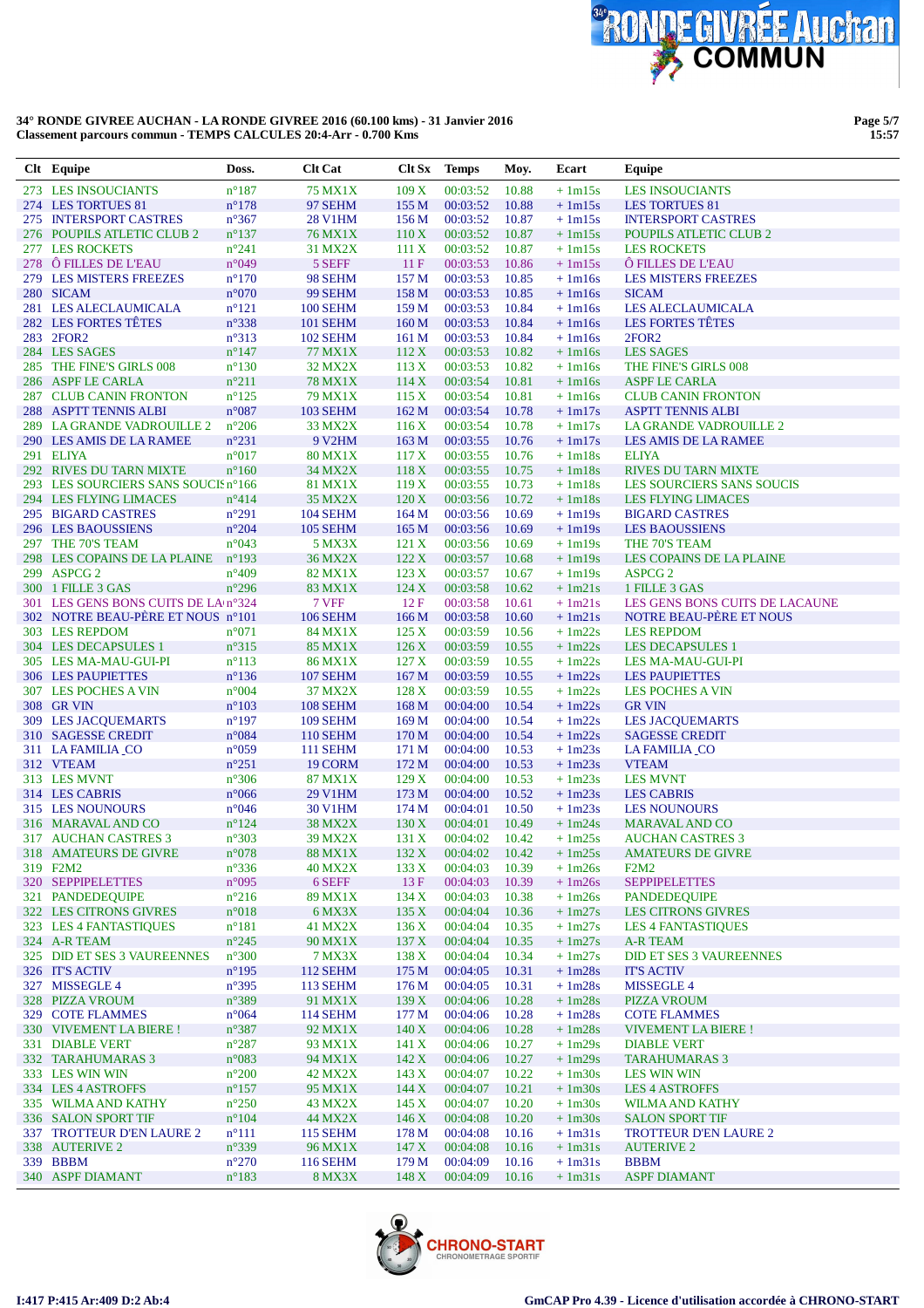**34° RONDE GIVREE AUCHAN - LA RONDE GIVREE 2016 (60.100 kms) - 31 Janvier 2016**
**Classement parcours commun - TEMPS CALCULES 20:4-Arr - 0.700 Kms**

| Clt | Equipe | Doss. | Clt Cat | Clt Sx | Temps | Moy. | Ecart | Equipe |
|---|---|---|---|---|---|---|---|---|
| 273 | LES INSOUCIANTS | n°187 | 75 MX1X | 109 X | 00:03:52 | 10.88 | + 1m15s | LES INSOUCIANTS |
| 274 | LES TORTUES 81 | n°178 | 97 SEHM | 155 M | 00:03:52 | 10.88 | + 1m15s | LES TORTUES 81 |
| 275 | INTERSPORT CASTRES | n°367 | 28 V1HM | 156 M | 00:03:52 | 10.87 | + 1m15s | INTERSPORT CASTRES |
| 276 | POUPILS ATLETIC CLUB 2 | n°137 | 76 MX1X | 110 X | 00:03:52 | 10.87 | + 1m15s | POUPILS ATLETIC CLUB 2 |
| 277 | LES ROCKETS | n°241 | 31 MX2X | 111 X | 00:03:52 | 10.87 | + 1m15s | LES ROCKETS |
| 278 | Ô FILLES DE L'EAU | n°049 | 5 SEFF | 11 F | 00:03:53 | 10.86 | + 1m15s | Ô FILLES DE L'EAU |
| 279 | LES MISTERS FREEZES | n°170 | 98 SEHM | 157 M | 00:03:53 | 10.85 | + 1m16s | LES MISTERS FREEZES |
| 280 | SICAM | n°070 | 99 SEHM | 158 M | 00:03:53 | 10.85 | + 1m16s | SICAM |
| 281 | LES ALECLAUMICALA | n°121 | 100 SEHM | 159 M | 00:03:53 | 10.84 | + 1m16s | LES ALECLAUMICALA |
| 282 | LES FORTES TÊTES | n°338 | 101 SEHM | 160 M | 00:03:53 | 10.84 | + 1m16s | LES FORTES TÊTES |
| 283 | 2FOR2 | n°313 | 102 SEHM | 161 M | 00:03:53 | 10.84 | + 1m16s | 2FOR2 |
| 284 | LES SAGES | n°147 | 77 MX1X | 112 X | 00:03:53 | 10.82 | + 1m16s | LES SAGES |
| 285 | THE FINE'S GIRLS 008 | n°130 | 32 MX2X | 113 X | 00:03:53 | 10.82 | + 1m16s | THE FINE'S GIRLS 008 |
| 286 | ASPF LE CARLA | n°211 | 78 MX1X | 114 X | 00:03:54 | 10.81 | + 1m16s | ASPF LE CARLA |
| 287 | CLUB CANIN FRONTON | n°125 | 79 MX1X | 115 X | 00:03:54 | 10.81 | + 1m16s | CLUB CANIN FRONTON |
| 288 | ASPTT TENNIS ALBI | n°087 | 103 SEHM | 162 M | 00:03:54 | 10.78 | + 1m17s | ASPTT TENNIS ALBI |
| 289 | LA GRANDE VADROUILLE 2 | n°206 | 33 MX2X | 116 X | 00:03:54 | 10.78 | + 1m17s | LA GRANDE VADROUILLE 2 |
| 290 | LES AMIS DE LA RAMEE | n°231 | 9 V2HM | 163 M | 00:03:55 | 10.76 | + 1m17s | LES AMIS DE LA RAMEE |
| 291 | ELIYA | n°017 | 80 MX1X | 117 X | 00:03:55 | 10.76 | + 1m18s | ELIYA |
| 292 | RIVES DU TARN MIXTE | n°160 | 34 MX2X | 118 X | 00:03:55 | 10.75 | + 1m18s | RIVES DU TARN MIXTE |
| 293 | LES SOURCIERS SANS SOUCIS | n°166 | 81 MX1X | 119 X | 00:03:55 | 10.73 | + 1m18s | LES SOURCIERS SANS SOUCIS |
| 294 | LES FLYING LIMACES | n°414 | 35 MX2X | 120 X | 00:03:56 | 10.72 | + 1m18s | LES FLYING LIMACES |
| 295 | BIGARD CASTRES | n°291 | 104 SEHM | 164 M | 00:03:56 | 10.69 | + 1m19s | BIGARD CASTRES |
| 296 | LES BAOUSSIENS | n°204 | 105 SEHM | 165 M | 00:03:56 | 10.69 | + 1m19s | LES BAOUSSIENS |
| 297 | THE 70'S TEAM | n°043 | 5 MX3X | 121 X | 00:03:56 | 10.69 | + 1m19s | THE 70'S TEAM |
| 298 | LES COPAINS DE LA PLAINE | n°193 | 36 MX2X | 122 X | 00:03:57 | 10.68 | + 1m19s | LES COPAINS DE LA PLAINE |
| 299 | ASPCG 2 | n°409 | 82 MX1X | 123 X | 00:03:57 | 10.67 | + 1m19s | ASPCG 2 |
| 300 | 1 FILLE 3 GAS | n°296 | 83 MX1X | 124 X | 00:03:58 | 10.62 | + 1m21s | 1 FILLE 3 GAS |
| 301 | LES GENS BONS CUITS DE LA | n°324 | 7 VFF | 12 F | 00:03:58 | 10.61 | + 1m21s | LES GENS BONS CUITS DE LACAUNE |
| 302 | NOTRE BEAU-PÈRE ET NOUS | n°101 | 106 SEHM | 166 M | 00:03:58 | 10.60 | + 1m21s | NOTRE BEAU-PÈRE ET NOUS |
| 303 | LES REPDOM | n°071 | 84 MX1X | 125 X | 00:03:59 | 10.56 | + 1m22s | LES REPDOM |
| 304 | LES DECAPSULES 1 | n°315 | 85 MX1X | 126 X | 00:03:59 | 10.55 | + 1m22s | LES DECAPSULES 1 |
| 305 | LES MA-MAU-GUI-PI | n°113 | 86 MX1X | 127 X | 00:03:59 | 10.55 | + 1m22s | LES MA-MAU-GUI-PI |
| 306 | LES PAUPIETTES | n°136 | 107 SEHM | 167 M | 00:03:59 | 10.55 | + 1m22s | LES PAUPIETTES |
| 307 | LES POCHES A VIN | n°004 | 37 MX2X | 128 X | 00:03:59 | 10.55 | + 1m22s | LES POCHES A VIN |
| 308 | GR VIN | n°103 | 108 SEHM | 168 M | 00:04:00 | 10.54 | + 1m22s | GR VIN |
| 309 | LES JACQUEMARTS | n°197 | 109 SEHM | 169 M | 00:04:00 | 10.54 | + 1m22s | LES JACQUEMARTS |
| 310 | SAGESSE CREDIT | n°084 | 110 SEHM | 170 M | 00:04:00 | 10.54 | + 1m22s | SAGESSE CREDIT |
| 311 | LA FAMILIA _CO | n°059 | 111 SEHM | 171 M | 00:04:00 | 10.53 | + 1m23s | LA FAMILIA _CO |
| 312 | VTEAM | n°251 | 19 CORM | 172 M | 00:04:00 | 10.53 | + 1m23s | VTEAM |
| 313 | LES MVNT | n°306 | 87 MX1X | 129 X | 00:04:00 | 10.53 | + 1m23s | LES MVNT |
| 314 | LES CABRIS | n°066 | 29 V1HM | 173 M | 00:04:00 | 10.52 | + 1m23s | LES CABRIS |
| 315 | LES NOUNOURS | n°046 | 30 V1HM | 174 M | 00:04:01 | 10.50 | + 1m23s | LES NOUNOURS |
| 316 | MARAVAL AND CO | n°124 | 38 MX2X | 130 X | 00:04:01 | 10.49 | + 1m24s | MARAVAL AND CO |
| 317 | AUCHAN CASTRES 3 | n°303 | 39 MX2X | 131 X | 00:04:02 | 10.42 | + 1m25s | AUCHAN CASTRES 3 |
| 318 | AMATEURS DE GIVRE | n°078 | 88 MX1X | 132 X | 00:04:02 | 10.42 | + 1m25s | AMATEURS DE GIVRE |
| 319 | F2M2 | n°336 | 40 MX2X | 133 X | 00:04:03 | 10.39 | + 1m26s | F2M2 |
| 320 | SEPPIPELETTES | n°095 | 6 SEFF | 13 F | 00:04:03 | 10.39 | + 1m26s | SEPPIPELETTES |
| 321 | PANDEDEQUIPE | n°216 | 89 MX1X | 134 X | 00:04:03 | 10.38 | + 1m26s | PANDEDEQUIPE |
| 322 | LES CITRONS GIVRES | n°018 | 6 MX3X | 135 X | 00:04:04 | 10.36 | + 1m27s | LES CITRONS GIVRES |
| 323 | LES 4 FANTASTIQUES | n°181 | 41 MX2X | 136 X | 00:04:04 | 10.35 | + 1m27s | LES 4 FANTASTIQUES |
| 324 | A-R TEAM | n°245 | 90 MX1X | 137 X | 00:04:04 | 10.35 | + 1m27s | A-R TEAM |
| 325 | DID ET SES 3 VAUREENNES | n°300 | 7 MX3X | 138 X | 00:04:04 | 10.34 | + 1m27s | DID ET SES 3 VAUREENNES |
| 326 | IT'S ACTIV | n°195 | 112 SEHM | 175 M | 00:04:05 | 10.31 | + 1m28s | IT'S ACTIV |
| 327 | MISSEGLE 4 | n°395 | 113 SEHM | 176 M | 00:04:05 | 10.31 | + 1m28s | MISSEGLE 4 |
| 328 | PIZZA VROUM | n°389 | 91 MX1X | 139 X | 00:04:06 | 10.28 | + 1m28s | PIZZA VROUM |
| 329 | COTE FLAMMES | n°064 | 114 SEHM | 177 M | 00:04:06 | 10.28 | + 1m28s | COTE FLAMMES |
| 330 | VIVEMENT LA BIERE ! | n°387 | 92 MX1X | 140 X | 00:04:06 | 10.28 | + 1m28s | VIVEMENT LA BIERE ! |
| 331 | DIABLE VERT | n°287 | 93 MX1X | 141 X | 00:04:06 | 10.27 | + 1m29s | DIABLE VERT |
| 332 | TARAHUMARAS 3 | n°083 | 94 MX1X | 142 X | 00:04:06 | 10.27 | + 1m29s | TARAHUMARAS 3 |
| 333 | LES WIN WIN | n°200 | 42 MX2X | 143 X | 00:04:07 | 10.22 | + 1m30s | LES WIN WIN |
| 334 | LES 4 ASTROFFS | n°157 | 95 MX1X | 144 X | 00:04:07 | 10.21 | + 1m30s | LES 4 ASTROFFS |
| 335 | WILMA AND KATHY | n°250 | 43 MX2X | 145 X | 00:04:07 | 10.20 | + 1m30s | WILMA AND KATHY |
| 336 | SALON SPORT TIF | n°104 | 44 MX2X | 146 X | 00:04:08 | 10.20 | + 1m30s | SALON SPORT TIF |
| 337 | TROTTEUR D'EN LAURE 2 | n°111 | 115 SEHM | 178 M | 00:04:08 | 10.16 | + 1m31s | TROTTEUR D'EN LAURE 2 |
| 338 | AUTERIVE 2 | n°339 | 96 MX1X | 147 X | 00:04:08 | 10.16 | + 1m31s | AUTERIVE 2 |
| 339 | BBBM | n°270 | 116 SEHM | 179 M | 00:04:09 | 10.16 | + 1m31s | BBBM |
| 340 | ASPF DIAMANT | n°183 | 8 MX3X | 148 X | 00:04:09 | 10.16 | + 1m31s | ASPF DIAMANT |

I:417 P:415 Ar:409 D:2 Ab:4

GmCAP Pro 4.39 - Licence d'utilisation accordée à CHRONO-START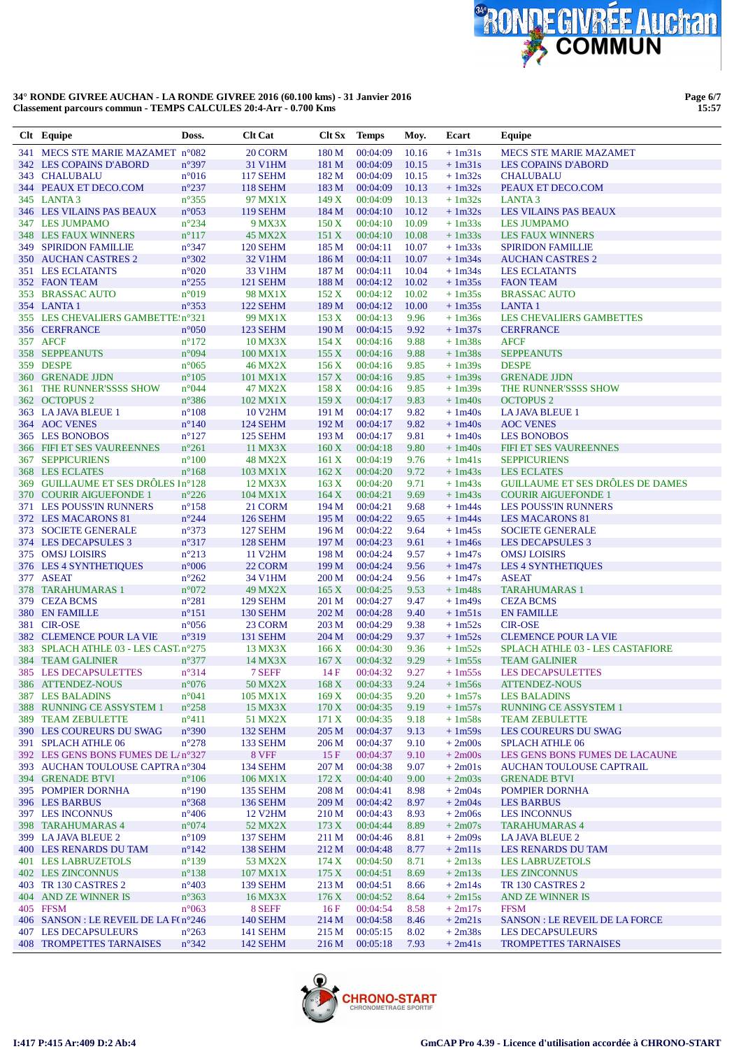**34° RONDE GIVREE AUCHAN - LA RONDE GIVREE 2016 (60.100 kms) - 31 Janvier 2016**
**Classement parcours commun - TEMPS CALCULES 20:4-Arr - 0.700 Kms**

| Clt | Equipe | Doss. | Clt Cat | Clt Sx | Temps | Moy. | Ecart | Equipe |
|---|---|---|---|---|---|---|---|---|
| 341 | MECS STE MARIE MAZAMET | n°082 | 20 CORM | 180 M | 00:04:09 | 10.16 | + 1m31s | MECS STE MARIE MAZAMET |
| 342 | LES COPAINS D'ABORD | n°397 | 31 V1HM | 181 M | 00:04:09 | 10.15 | + 1m31s | LES COPAINS D'ABORD |
| 343 | CHALUBALU | n°016 | 117 SEHM | 182 M | 00:04:09 | 10.15 | + 1m32s | CHALUBALU |
| 344 | PEAUX ET DECO.COM | n°237 | 118 SEHM | 183 M | 00:04:09 | 10.13 | + 1m32s | PEAUX ET DECO.COM |
| 345 | LANTA 3 | n°355 | 97 MX1X | 149 X | 00:04:09 | 10.13 | + 1m32s | LANTA 3 |
| 346 | LES VILAINS PAS BEAUX | n°053 | 119 SEHM | 184 M | 00:04:10 | 10.12 | + 1m32s | LES VILAINS PAS BEAUX |
| 347 | LES JUMPAMO | n°234 | 9 MX3X | 150 X | 00:04:10 | 10.09 | + 1m33s | LES JUMPAMO |
| 348 | LES FAUX WINNERS | n°117 | 45 MX2X | 151 X | 00:04:10 | 10.08 | + 1m33s | LES FAUX WINNERS |
| 349 | SPIRIDON FAMILLIE | n°347 | 120 SEHM | 185 M | 00:04:11 | 10.07 | + 1m33s | SPIRIDON FAMILLIE |
| 350 | AUCHAN CASTRES 2 | n°302 | 32 V1HM | 186 M | 00:04:11 | 10.07 | + 1m34s | AUCHAN CASTRES 2 |
| 351 | LES ECLATANTS | n°020 | 33 V1HM | 187 M | 00:04:11 | 10.04 | + 1m34s | LES ECLATANTS |
| 352 | FAON TEAM | n°255 | 121 SEHM | 188 M | 00:04:12 | 10.02 | + 1m35s | FAON TEAM |
| 353 | BRASSAC AUTO | n°019 | 98 MX1X | 152 X | 00:04:12 | 10.02 | + 1m35s | BRASSAC AUTO |
| 354 | LANTA 1 | n°353 | 122 SEHM | 189 M | 00:04:12 | 10.00 | + 1m35s | LANTA 1 |
| 355 | LES CHEVALIERS GAMBETTE | n°321 | 99 MX1X | 153 X | 00:04:13 | 9.96 | + 1m36s | LES CHEVALIERS GAMBETTES |
| 356 | CERFRANCE | n°050 | 123 SEHM | 190 M | 00:04:15 | 9.92 | + 1m37s | CERFRANCE |
| 357 | AFCF | n°172 | 10 MX3X | 154 X | 00:04:16 | 9.88 | + 1m38s | AFCF |
| 358 | SEPPEANUTS | n°094 | 100 MX1X | 155 X | 00:04:16 | 9.88 | + 1m38s | SEPPEANUTS |
| 359 | DESPE | n°065 | 46 MX2X | 156 X | 00:04:16 | 9.85 | + 1m39s | DESPE |
| 360 | GRENADE JJDN | n°105 | 101 MX1X | 157 X | 00:04:16 | 9.85 | + 1m39s | GRENADE JJDN |
| 361 | THE RUNNER'SSSS SHOW | n°044 | 47 MX2X | 158 X | 00:04:16 | 9.85 | + 1m39s | THE RUNNER'SSSS SHOW |
| 362 | OCTOPUS 2 | n°386 | 102 MX1X | 159 X | 00:04:17 | 9.83 | + 1m40s | OCTOPUS 2 |
| 363 | LA JAVA BLEUE 1 | n°108 | 10 V2HM | 191 M | 00:04:17 | 9.82 | + 1m40s | LA JAVA BLEUE 1 |
| 364 | AOC VENES | n°140 | 124 SEHM | 192 M | 00:04:17 | 9.82 | + 1m40s | AOC VENES |
| 365 | LES BONOBOS | n°127 | 125 SEHM | 193 M | 00:04:17 | 9.81 | + 1m40s | LES BONOBOS |
| 366 | FIFI ET SES VAUREENNES | n°261 | 11 MX3X | 160 X | 00:04:18 | 9.80 | + 1m40s | FIFI ET SES VAUREENNES |
| 367 | SEPPICURIENS | n°100 | 48 MX2X | 161 X | 00:04:19 | 9.76 | + 1m41s | SEPPICURIENS |
| 368 | LES ECLATES | n°168 | 103 MX1X | 162 X | 00:04:20 | 9.72 | + 1m43s | LES ECLATES |
| 369 | GUILLAUME ET SES DRÔLES I | n°128 | 12 MX3X | 163 X | 00:04:20 | 9.71 | + 1m43s | GUILLAUME ET SES DRÔLES DE DAMES |
| 370 | COURIR AIGUEFONDE 1 | n°226 | 104 MX1X | 164 X | 00:04:21 | 9.69 | + 1m43s | COURIR AIGUEFONDE 1 |
| 371 | LES POUSS'IN RUNNERS | n°158 | 21 CORM | 194 M | 00:04:21 | 9.68 | + 1m44s | LES POUSS'IN RUNNERS |
| 372 | LES MACARONS 81 | n°244 | 126 SEHM | 195 M | 00:04:22 | 9.65 | + 1m44s | LES MACARONS 81 |
| 373 | SOCIETE GENERALE | n°373 | 127 SEHM | 196 M | 00:04:22 | 9.64 | + 1m45s | SOCIETE GENERALE |
| 374 | LES DECAPSULES 3 | n°317 | 128 SEHM | 197 M | 00:04:23 | 9.61 | + 1m46s | LES DECAPSULES 3 |
| 375 | OMSJ LOISIRS | n°213 | 11 V2HM | 198 M | 00:04:24 | 9.57 | + 1m47s | OMSJ LOISIRS |
| 376 | LES 4 SYNTHETIQUES | n°006 | 22 CORM | 199 M | 00:04:24 | 9.56 | + 1m47s | LES 4 SYNTHETIQUES |
| 377 | ASEAT | n°262 | 34 V1HM | 200 M | 00:04:24 | 9.56 | + 1m47s | ASEAT |
| 378 | TARAHUMARAS 1 | n°072 | 49 MX2X | 165 X | 00:04:25 | 9.53 | + 1m48s | TARAHUMARAS 1 |
| 379 | CEZA BCMS | n°281 | 129 SEHM | 201 M | 00:04:27 | 9.47 | + 1m49s | CEZA BCMS |
| 380 | EN FAMILLE | n°151 | 130 SEHM | 202 M | 00:04:28 | 9.40 | + 1m51s | EN FAMILLE |
| 381 | CIR-OSE | n°056 | 23 CORM | 203 M | 00:04:29 | 9.38 | + 1m52s | CIR-OSE |
| 382 | CLEMENCE POUR LA VIE | n°319 | 131 SEHM | 204 M | 00:04:29 | 9.37 | + 1m52s | CLEMENCE POUR LA VIE |
| 383 | SPLACH ATHLE 03 - LES CAST. | n°275 | 13 MX3X | 166 X | 00:04:30 | 9.36 | + 1m52s | SPLACH ATHLE 03 - LES CASTAFIORE |
| 384 | TEAM GALINIER | n°377 | 14 MX3X | 167 X | 00:04:32 | 9.29 | + 1m55s | TEAM GALINIER |
| 385 | LES DECAPSULETTES | n°314 | 7 SEFF | 14 F | 00:04:32 | 9.27 | + 1m55s | LES DECAPSULETTES |
| 386 | ATTENDEZ-NOUS | n°076 | 50 MX2X | 168 X | 00:04:33 | 9.24 | + 1m56s | ATTENDEZ-NOUS |
| 387 | LES BALADINS | n°041 | 105 MX1X | 169 X | 00:04:35 | 9.20 | + 1m57s | LES BALADINS |
| 388 | RUNNING CE ASSYSTEM 1 | n°258 | 15 MX3X | 170 X | 00:04:35 | 9.19 | + 1m57s | RUNNING CE ASSYSTEM 1 |
| 389 | TEAM ZEBULETTE | n°411 | 51 MX2X | 171 X | 00:04:35 | 9.18 | + 1m58s | TEAM ZEBULETTE |
| 390 | LES COUREURS DU SWAG | n°390 | 132 SEHM | 205 M | 00:04:37 | 9.13 | + 1m59s | LES COUREURS DU SWAG |
| 391 | SPLACH ATHLE 06 | n°278 | 133 SEHM | 206 M | 00:04:37 | 9.10 | + 2m00s | SPLACH ATHLE 06 |
| 392 | LES GENS BONS FUMES DE LA | n°327 | 8 VFF | 15 F | 00:04:37 | 9.10 | + 2m00s | LES GENS BONS FUMES DE LACAUNE |
| 393 | AUCHAN TOULOUSE CAPTRA | n°304 | 134 SEHM | 207 M | 00:04:38 | 9.07 | + 2m01s | AUCHAN TOULOUSE CAPTRAIL |
| 394 | GRENADE BTVI | n°106 | 106 MX1X | 172 X | 00:04:40 | 9.00 | + 2m03s | GRENADE BTVI |
| 395 | POMPIER DORNHA | n°190 | 135 SEHM | 208 M | 00:04:41 | 8.98 | + 2m04s | POMPIER DORNHA |
| 396 | LES BARBUS | n°368 | 136 SEHM | 209 M | 00:04:42 | 8.97 | + 2m04s | LES BARBUS |
| 397 | LES INCONNUS | n°406 | 12 V2HM | 210 M | 00:04:43 | 8.93 | + 2m06s | LES INCONNUS |
| 398 | TARAHUMARAS 4 | n°074 | 52 MX2X | 173 X | 00:04:44 | 8.89 | + 2m07s | TARAHUMARAS 4 |
| 399 | LA JAVA BLEUE 2 | n°109 | 137 SEHM | 211 M | 00:04:46 | 8.81 | + 2m09s | LA JAVA BLEUE 2 |
| 400 | LES RENARDS DU TAM | n°142 | 138 SEHM | 212 M | 00:04:48 | 8.77 | + 2m11s | LES RENARDS DU TAM |
| 401 | LES LABRUZETOLS | n°139 | 53 MX2X | 174 X | 00:04:50 | 8.71 | + 2m13s | LES LABRUZETOLS |
| 402 | LES ZINCONNUS | n°138 | 107 MX1X | 175 X | 00:04:51 | 8.69 | + 2m13s | LES ZINCONNUS |
| 403 | TR 130 CASTRES 2 | n°403 | 139 SEHM | 213 M | 00:04:51 | 8.66 | + 2m14s | TR 130 CASTRES 2 |
| 404 | AND ZE WINNER IS | n°363 | 16 MX3X | 176 X | 00:04:52 | 8.64 | + 2m15s | AND ZE WINNER IS |
| 405 | FFSM | n°063 | 8 SEFF | 16 F | 00:04:54 | 8.58 | + 2m17s | FFSM |
| 406 | SANSON : LE REVEIL DE LA FO | n°246 | 140 SEHM | 214 M | 00:04:58 | 8.46 | + 2m21s | SANSON : LE REVEIL DE LA FORCE |
| 407 | LES DECAPSULEURS | n°263 | 141 SEHM | 215 M | 00:05:15 | 8.02 | + 2m38s | LES DECAPSULEURS |
| 408 | TROMPETTES TARNAISES | n°342 | 142 SEHM | 216 M | 00:05:18 | 7.93 | + 2m41s | TROMPETTES TARNAISES |

I:417 P:415 Ar:409 D:2 Ab:4

GmCAP Pro 4.39 - Licence d'utilisation accordée à CHRONO-START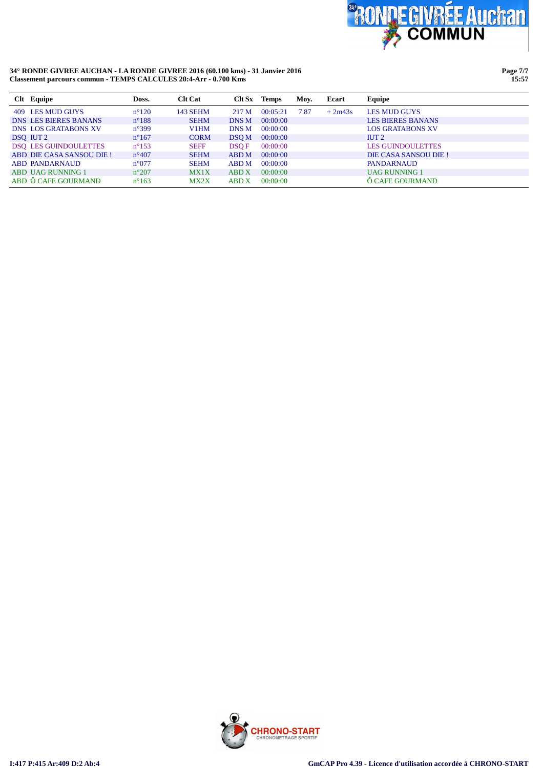34° RONDE GIVREE AUCHAN - LA RONDE GIVREE 2016 (60.100 kms) - 31 Janvier 2016
Classement parcours commun - TEMPS CALCULES 20:4-Arr - 0.700 Kms

| Clt | Equipe | Doss. | Clt Cat | Clt Sx | Temps | Moy. | Ecart | Equipe |
|---|---|---|---|---|---|---|---|---|
| 409 | LES MUD GUYS | n°120 | 143 SEHM | 217 M | 00:05:21 | 7.87 | + 2m43s | LES MUD GUYS |
| DNS | LES BIERES BANANS | n°188 | SEHM | DNS M | 00:00:00 | | | LES BIERES BANANS |
| DNS | LOS GRATABONS XV | n°399 | V1HM | DNS M | 00:00:00 | | | LOS GRATABONS XV |
| DSQ | IUT 2 | n°167 | CORM | DSQ M | 00:00:00 | | | IUT 2 |
| DSQ | LES GUINDOULETTES | n°153 | SEFF | DSQ F | 00:00:00 | | | LES GUINDOULETTES |
| ABD | DIE CASA SANSOU DIE ! | n°407 | SEHM | ABD M | 00:00:00 | | | DIE CASA SANSOU DIE ! |
| ABD | PANDARNAUD | n°077 | SEHM | ABD M | 00:00:00 | | | PANDARNAUD |
| ABD | UAG RUNNING 1 | n°207 | MX1X | ABD X | 00:00:00 | | | UAG RUNNING 1 |
| ABD | Ô CAFE GOURMAND | n°163 | MX2X | ABD X | 00:00:00 | | | Ô CAFE GOURMAND |

I:417 P:415 Ar:409 D:2 Ab:4

GmCAP Pro 4.39 - Licence d'utilisation accordée à CHRONO-START